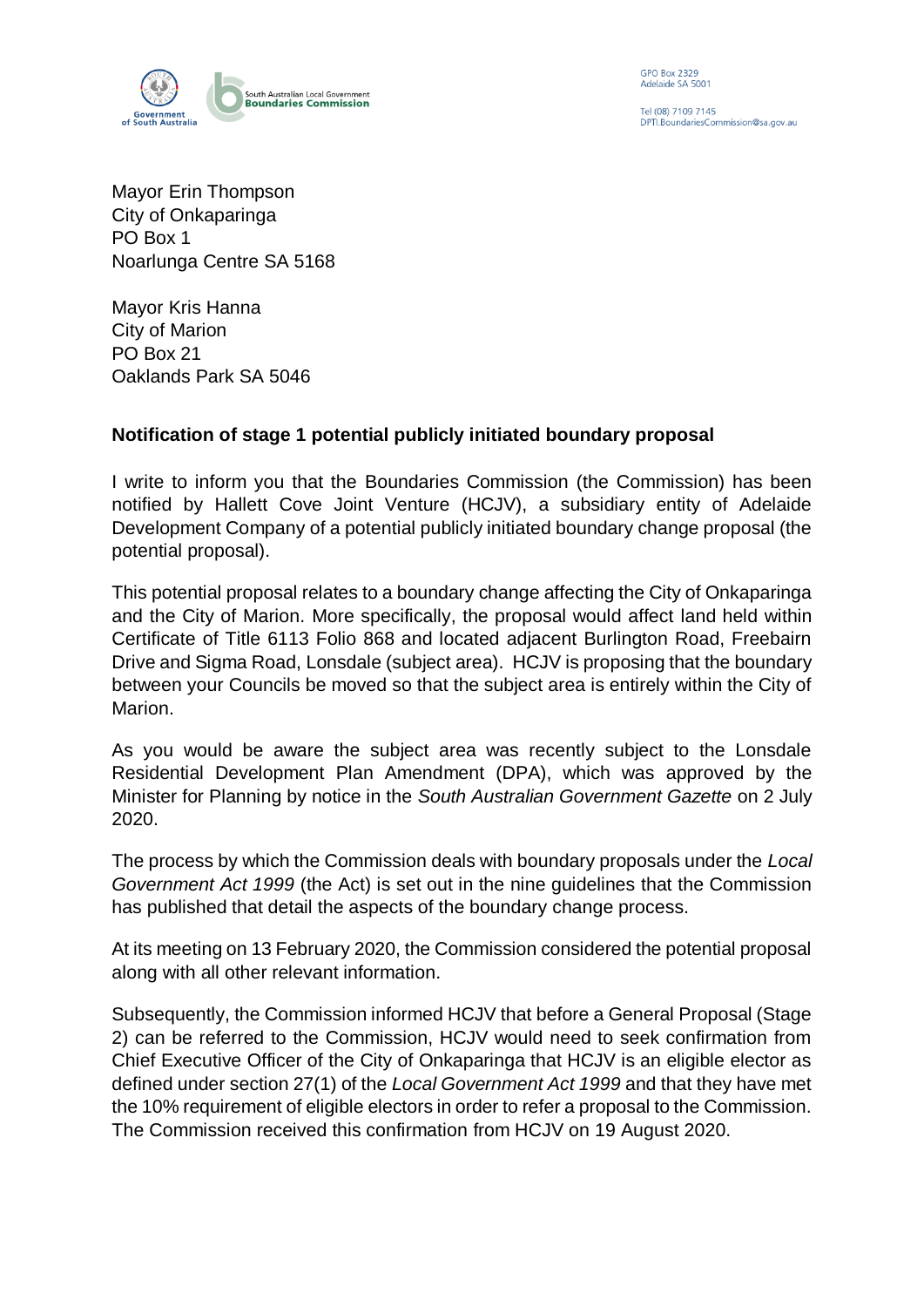GPO Box 2329
Adelaide SA 5001

Tel (08) 7109 7145
DPTI.BoundariesCommission@sa.gov.au

Mayor Erin Thompson
City of Onkaparinga
PO Box 1
Noarlunga Centre SA 5168

Mayor Kris Hanna
City of Marion
PO Box 21
Oaklands Park SA 5046

**Notification of stage 1 potential publicly initiated boundary proposal**

I write to inform you that the Boundaries Commission (the Commission) has been notified by Hallett Cove Joint Venture (HCJV), a subsidiary entity of Adelaide Development Company of a potential publicly initiated boundary change proposal (the potential proposal).

This potential proposal relates to a boundary change affecting the City of Onkaparinga and the City of Marion. More specifically, the proposal would affect land held within Certificate of Title 6113 Folio 868 and located adjacent Burlington Road, Freebairn Drive and Sigma Road, Lonsdale (subject area). HCJV is proposing that the boundary between your Councils be moved so that the subject area is entirely within the City of Marion.

As you would be aware the subject area was recently subject to the Lonsdale Residential Development Plan Amendment (DPA), which was approved by the Minister for Planning by notice in the *South Australian Government Gazette* on 2 July 2020.

The process by which the Commission deals with boundary proposals under the *Local Government Act 1999* (the Act) is set out in the nine guidelines that the Commission has published that detail the aspects of the boundary change process.

At its meeting on 13 February 2020, the Commission considered the potential proposal along with all other relevant information.

Subsequently, the Commission informed HCJV that before a General Proposal (Stage 2) can be referred to the Commission, HCJV would need to seek confirmation from Chief Executive Officer of the City of Onkaparinga that HCJV is an eligible elector as defined under section 27(1) of the *Local Government Act 1999* and that they have met the 10% requirement of eligible electors in order to refer a proposal to the Commission. The Commission received this confirmation from HCJV on 19 August 2020.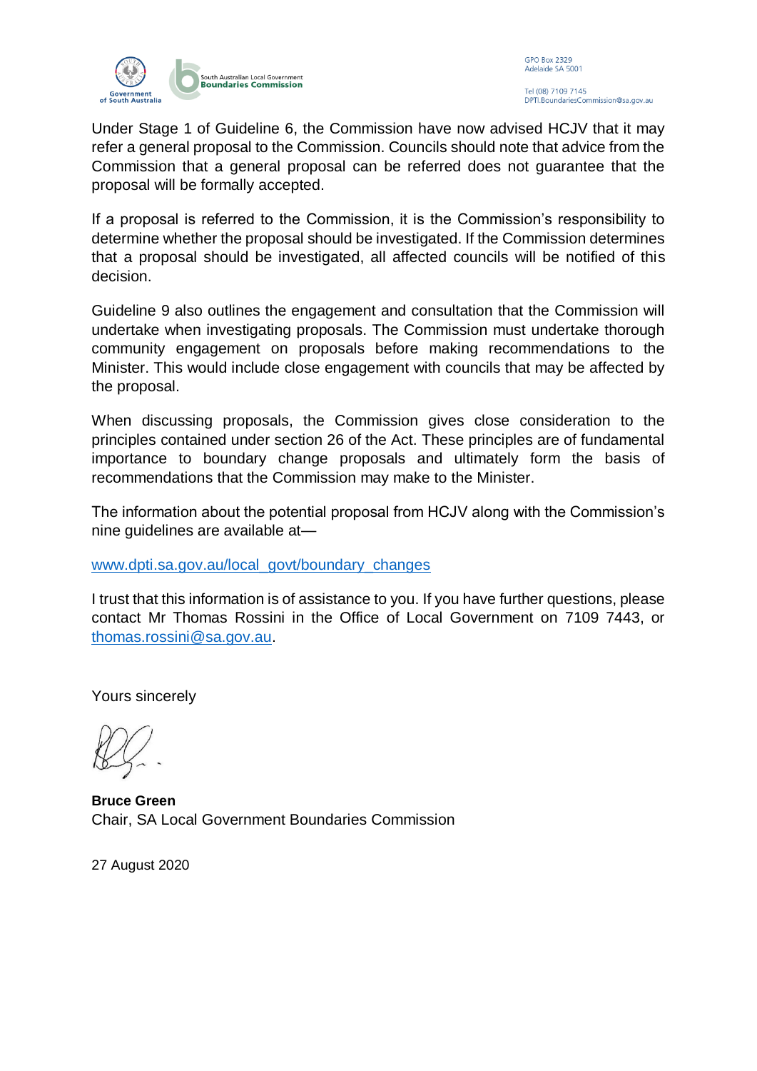Under Stage 1 of Guideline 6, the Commission have now advised HCJV that it may refer a general proposal to the Commission. Councils should note that advice from the Commission that a general proposal can be referred does not guarantee that the proposal will be formally accepted.

If a proposal is referred to the Commission, it is the Commission's responsibility to determine whether the proposal should be investigated. If the Commission determines that a proposal should be investigated, all affected councils will be notified of this decision.

Guideline 9 also outlines the engagement and consultation that the Commission will undertake when investigating proposals. The Commission must undertake thorough community engagement on proposals before making recommendations to the Minister. This would include close engagement with councils that may be affected by the proposal.

When discussing proposals, the Commission gives close consideration to the principles contained under section 26 of the Act. These principles are of fundamental importance to boundary change proposals and ultimately form the basis of recommendations that the Commission may make to the Minister.

The information about the potential proposal from HCJV along with the Commission's nine guidelines are available at—

www.dpti.sa.gov.au/local_govt/boundary_changes

I trust that this information is of assistance to you. If you have further questions, please contact Mr Thomas Rossini in the Office of Local Government on 7109 7443, or thomas.rossini@sa.gov.au.

Yours sincerely

**Bruce Green**
Chair, SA Local Government Boundaries Commission

27 August 2020